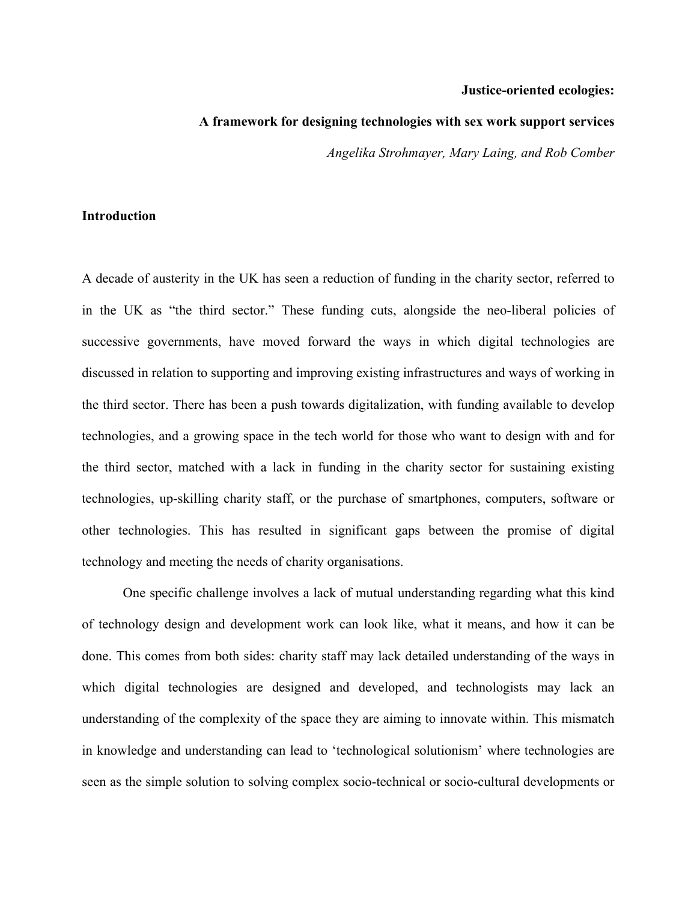# Justice-oriented ecologies:

## A framework for designing technologies with sex work support services

*Angelika Strohmayer, Mary Laing, and Rob Comber*

## Introduction

A decade of austerity in the UK has seen a reduction of funding in the charity sector, referred to in the UK as "the third sector." These funding cuts, alongside the neo-liberal policies of successive governments, have moved forward the ways in which digital technologies are discussed in relation to supporting and improving existing infrastructures and ways of working in the third sector. There has been a push towards digitalization, with funding available to develop technologies, and a growing space in the tech world for those who want to design with and for the third sector, matched with a lack in funding in the charity sector for sustaining existing technologies, up-skilling charity staff, or the purchase of smartphones, computers, software or other technologies. This has resulted in significant gaps between the promise of digital technology and meeting the needs of charity organisations.

One specific challenge involves a lack of mutual understanding regarding what this kind of technology design and development work can look like, what it means, and how it can be done. This comes from both sides: charity staff may lack detailed understanding of the ways in which digital technologies are designed and developed, and technologists may lack an understanding of the complexity of the space they are aiming to innovate within. This mismatch in knowledge and understanding can lead to 'technological solutionism' where technologies are seen as the simple solution to solving complex socio-technical or socio-cultural developments or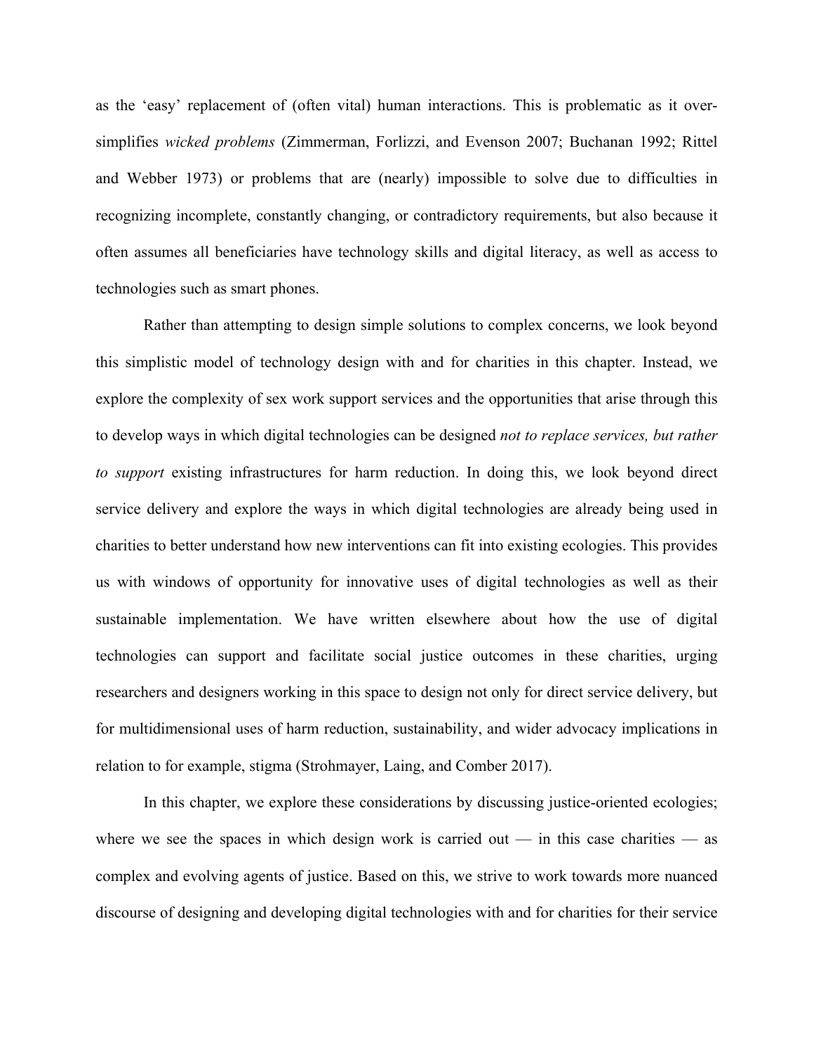as the 'easy' replacement of (often vital) human interactions. This is problematic as it over-simplifies *wicked problems* (Zimmerman, Forlizzi, and Evenson 2007; Buchanan 1992; Rittel and Webber 1973) or problems that are (nearly) impossible to solve due to difficulties in recognizing incomplete, constantly changing, or contradictory requirements, but also because it often assumes all beneficiaries have technology skills and digital literacy, as well as access to technologies such as smart phones.

Rather than attempting to design simple solutions to complex concerns, we look beyond this simplistic model of technology design with and for charities in this chapter. Instead, we explore the complexity of sex work support services and the opportunities that arise through this to develop ways in which digital technologies can be designed *not to replace services, but rather to support* existing infrastructures for harm reduction. In doing this, we look beyond direct service delivery and explore the ways in which digital technologies are already being used in charities to better understand how new interventions can fit into existing ecologies. This provides us with windows of opportunity for innovative uses of digital technologies as well as their sustainable implementation. We have written elsewhere about how the use of digital technologies can support and facilitate social justice outcomes in these charities, urging researchers and designers working in this space to design not only for direct service delivery, but for multidimensional uses of harm reduction, sustainability, and wider advocacy implications in relation to for example, stigma (Strohmayer, Laing, and Comber 2017).

In this chapter, we explore these considerations by discussing justice-oriented ecologies; where we see the spaces in which design work is carried out — in this case charities — as complex and evolving agents of justice. Based on this, we strive to work towards more nuanced discourse of designing and developing digital technologies with and for charities for their service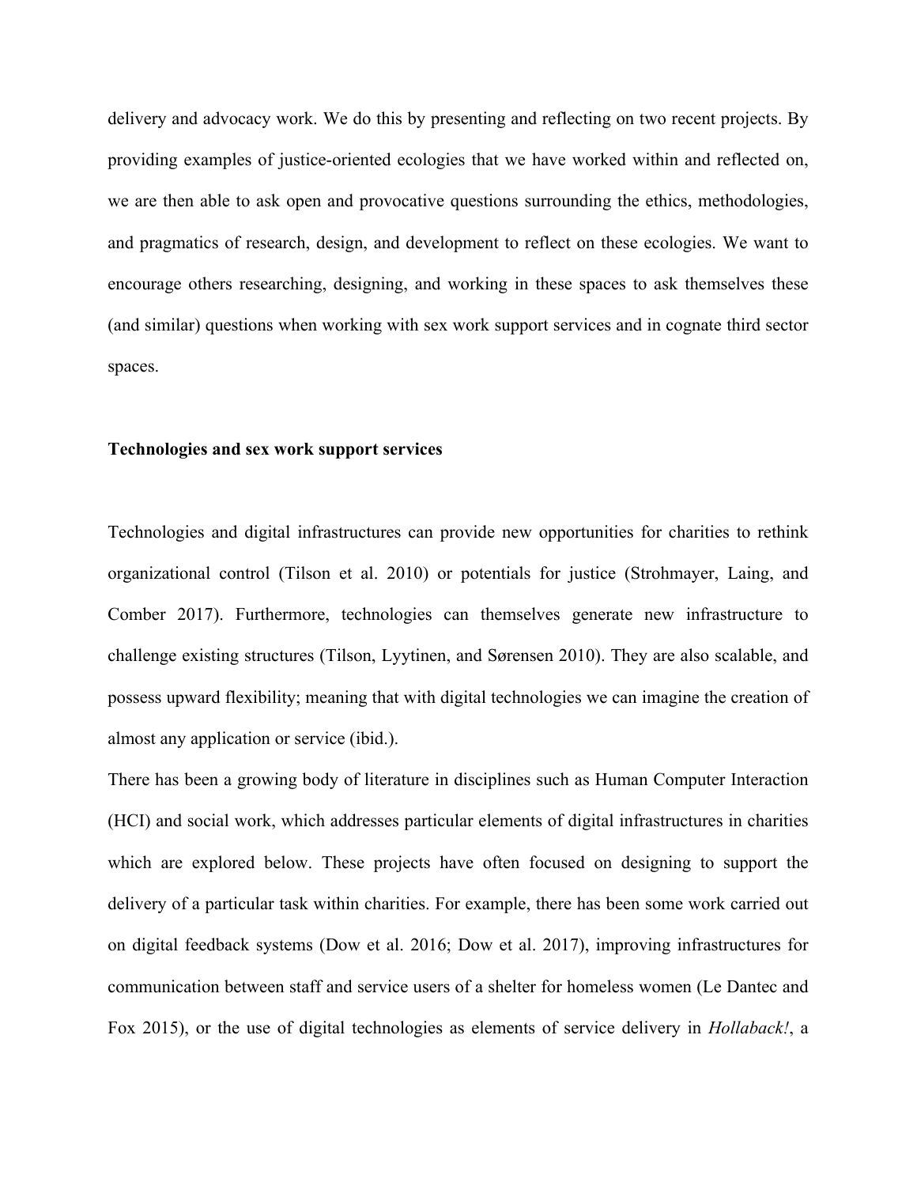delivery and advocacy work. We do this by presenting and reflecting on two recent projects. By providing examples of justice-oriented ecologies that we have worked within and reflected on, we are then able to ask open and provocative questions surrounding the ethics, methodologies, and pragmatics of research, design, and development to reflect on these ecologies. We want to encourage others researching, designing, and working in these spaces to ask themselves these (and similar) questions when working with sex work support services and in cognate third sector spaces.

## Technologies and sex work support services

Technologies and digital infrastructures can provide new opportunities for charities to rethink organizational control (Tilson et al. 2010) or potentials for justice (Strohmayer, Laing, and Comber 2017). Furthermore, technologies can themselves generate new infrastructure to challenge existing structures (Tilson, Lyytinen, and Sørensen 2010). They are also scalable, and possess upward flexibility; meaning that with digital technologies we can imagine the creation of almost any application or service (ibid.).

There has been a growing body of literature in disciplines such as Human Computer Interaction (HCI) and social work, which addresses particular elements of digital infrastructures in charities which are explored below. These projects have often focused on designing to support the delivery of a particular task within charities. For example, there has been some work carried out on digital feedback systems (Dow et al. 2016; Dow et al. 2017), improving infrastructures for communication between staff and service users of a shelter for homeless women (Le Dantec and Fox 2015), or the use of digital technologies as elements of service delivery in *Hollaback!*, a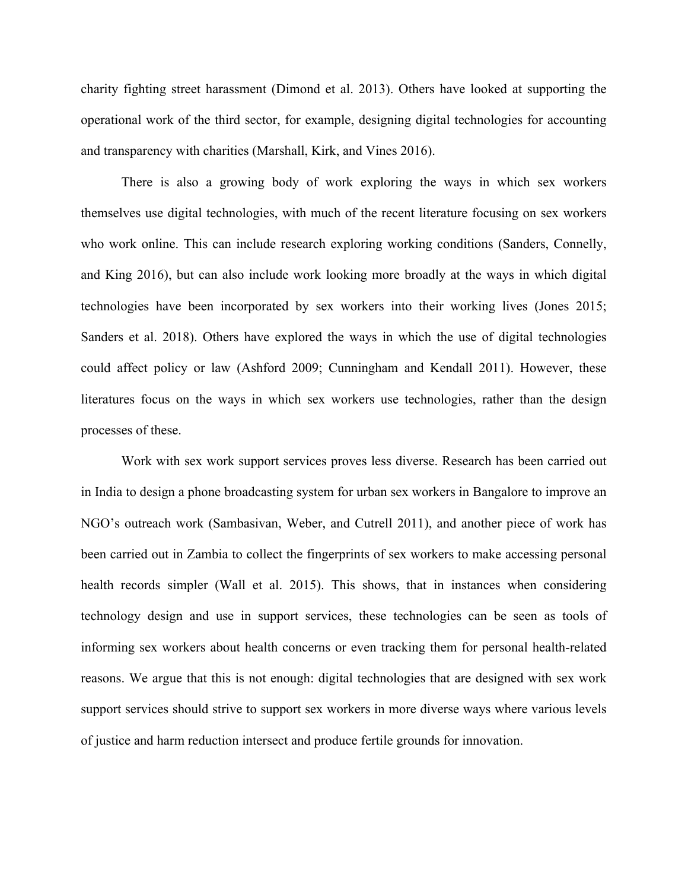charity fighting street harassment (Dimond et al. 2013). Others have looked at supporting the operational work of the third sector, for example, designing digital technologies for accounting and transparency with charities (Marshall, Kirk, and Vines 2016).

There is also a growing body of work exploring the ways in which sex workers themselves use digital technologies, with much of the recent literature focusing on sex workers who work online. This can include research exploring working conditions (Sanders, Connelly, and King 2016), but can also include work looking more broadly at the ways in which digital technologies have been incorporated by sex workers into their working lives (Jones 2015; Sanders et al. 2018). Others have explored the ways in which the use of digital technologies could affect policy or law (Ashford 2009; Cunningham and Kendall 2011). However, these literatures focus on the ways in which sex workers use technologies, rather than the design processes of these.

Work with sex work support services proves less diverse. Research has been carried out in India to design a phone broadcasting system for urban sex workers in Bangalore to improve an NGO's outreach work (Sambasivan, Weber, and Cutrell 2011), and another piece of work has been carried out in Zambia to collect the fingerprints of sex workers to make accessing personal health records simpler (Wall et al. 2015). This shows, that in instances when considering technology design and use in support services, these technologies can be seen as tools of informing sex workers about health concerns or even tracking them for personal health-related reasons. We argue that this is not enough: digital technologies that are designed with sex work support services should strive to support sex workers in more diverse ways where various levels of justice and harm reduction intersect and produce fertile grounds for innovation.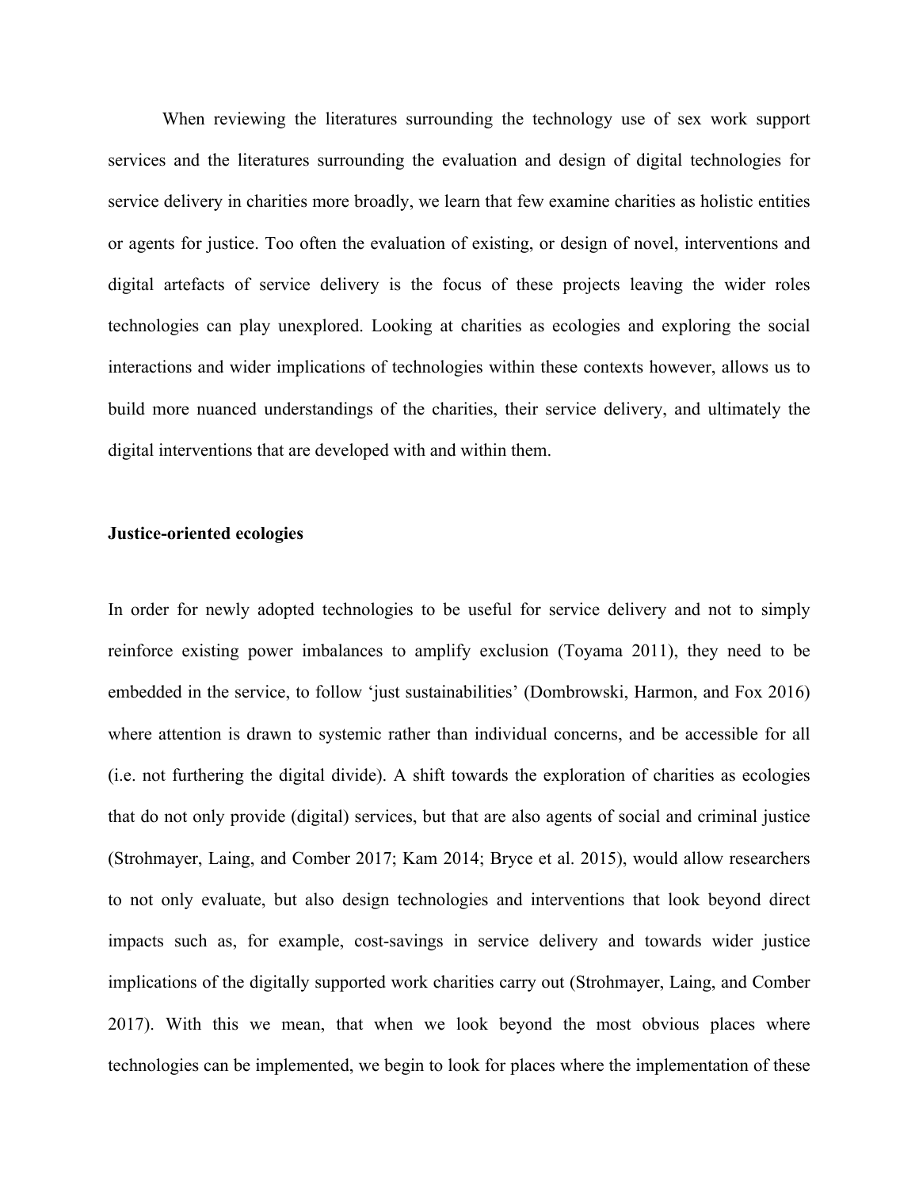When reviewing the literatures surrounding the technology use of sex work support services and the literatures surrounding the evaluation and design of digital technologies for service delivery in charities more broadly, we learn that few examine charities as holistic entities or agents for justice. Too often the evaluation of existing, or design of novel, interventions and digital artefacts of service delivery is the focus of these projects leaving the wider roles technologies can play unexplored. Looking at charities as ecologies and exploring the social interactions and wider implications of technologies within these contexts however, allows us to build more nuanced understandings of the charities, their service delivery, and ultimately the digital interventions that are developed with and within them.

**Justice-oriented ecologies**

In order for newly adopted technologies to be useful for service delivery and not to simply reinforce existing power imbalances to amplify exclusion (Toyama 2011), they need to be embedded in the service, to follow 'just sustainabilities' (Dombrowski, Harmon, and Fox 2016) where attention is drawn to systemic rather than individual concerns, and be accessible for all (i.e. not furthering the digital divide). A shift towards the exploration of charities as ecologies that do not only provide (digital) services, but that are also agents of social and criminal justice (Strohmayer, Laing, and Comber 2017; Kam 2014; Bryce et al. 2015), would allow researchers to not only evaluate, but also design technologies and interventions that look beyond direct impacts such as, for example, cost-savings in service delivery and towards wider justice implications of the digitally supported work charities carry out (Strohmayer, Laing, and Comber 2017). With this we mean, that when we look beyond the most obvious places where technologies can be implemented, we begin to look for places where the implementation of these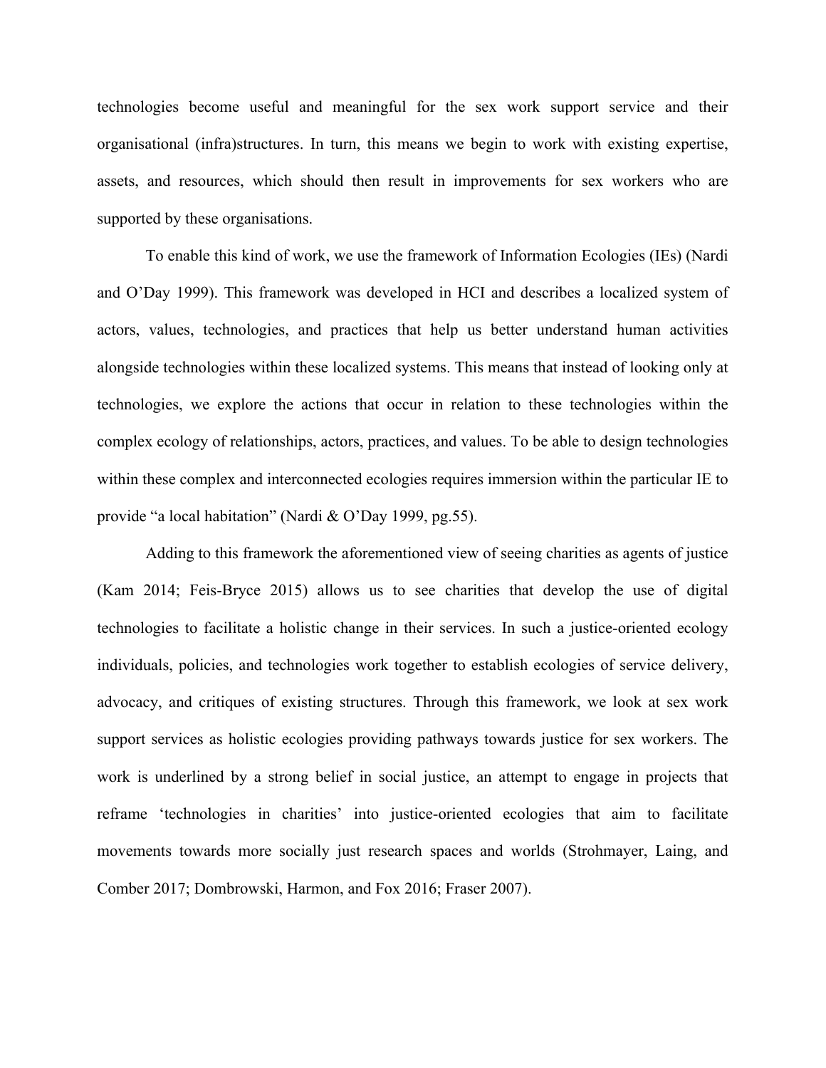technologies become useful and meaningful for the sex work support service and their organisational (infra)structures. In turn, this means we begin to work with existing expertise, assets, and resources, which should then result in improvements for sex workers who are supported by these organisations.

To enable this kind of work, we use the framework of Information Ecologies (IEs) (Nardi and O'Day 1999). This framework was developed in HCI and describes a localized system of actors, values, technologies, and practices that help us better understand human activities alongside technologies within these localized systems. This means that instead of looking only at technologies, we explore the actions that occur in relation to these technologies within the complex ecology of relationships, actors, practices, and values. To be able to design technologies within these complex and interconnected ecologies requires immersion within the particular IE to provide "a local habitation" (Nardi & O'Day 1999, pg.55).

Adding to this framework the aforementioned view of seeing charities as agents of justice (Kam 2014; Feis-Bryce 2015) allows us to see charities that develop the use of digital technologies to facilitate a holistic change in their services. In such a justice-oriented ecology individuals, policies, and technologies work together to establish ecologies of service delivery, advocacy, and critiques of existing structures. Through this framework, we look at sex work support services as holistic ecologies providing pathways towards justice for sex workers. The work is underlined by a strong belief in social justice, an attempt to engage in projects that reframe 'technologies in charities' into justice-oriented ecologies that aim to facilitate movements towards more socially just research spaces and worlds (Strohmayer, Laing, and Comber 2017; Dombrowski, Harmon, and Fox 2016; Fraser 2007).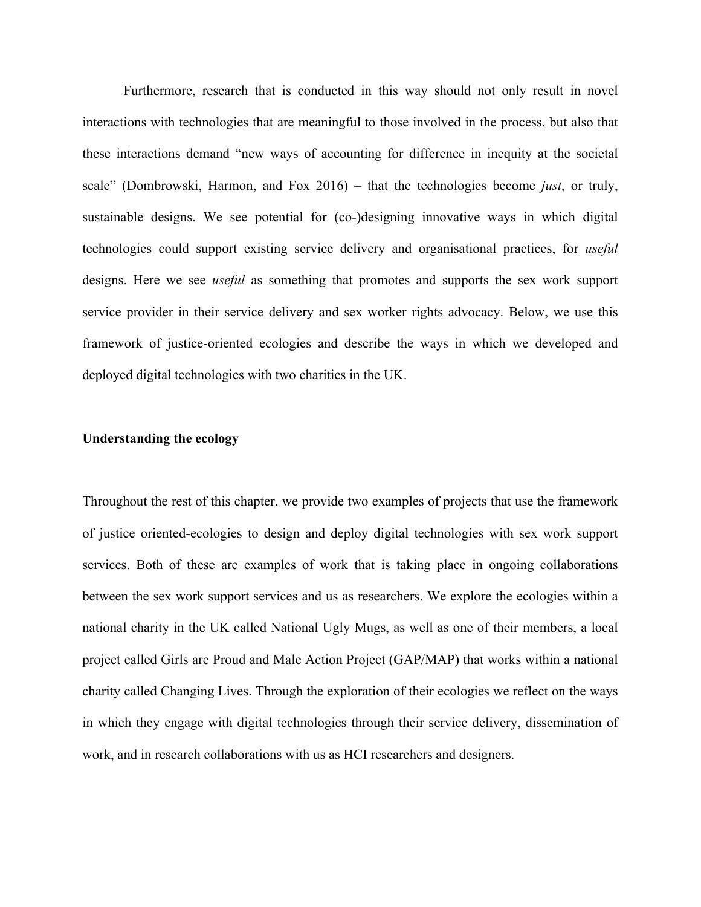Furthermore, research that is conducted in this way should not only result in novel interactions with technologies that are meaningful to those involved in the process, but also that these interactions demand "new ways of accounting for difference in inequity at the societal scale" (Dombrowski, Harmon, and Fox 2016) – that the technologies become *just*, or truly, sustainable designs. We see potential for (co-)designing innovative ways in which digital technologies could support existing service delivery and organisational practices, for *useful* designs. Here we see *useful* as something that promotes and supports the sex work support service provider in their service delivery and sex worker rights advocacy. Below, we use this framework of justice-oriented ecologies and describe the ways in which we developed and deployed digital technologies with two charities in the UK.

## Understanding the ecology

Throughout the rest of this chapter, we provide two examples of projects that use the framework of justice oriented-ecologies to design and deploy digital technologies with sex work support services. Both of these are examples of work that is taking place in ongoing collaborations between the sex work support services and us as researchers. We explore the ecologies within a national charity in the UK called National Ugly Mugs, as well as one of their members, a local project called Girls are Proud and Male Action Project (GAP/MAP) that works within a national charity called Changing Lives. Through the exploration of their ecologies we reflect on the ways in which they engage with digital technologies through their service delivery, dissemination of work, and in research collaborations with us as HCI researchers and designers.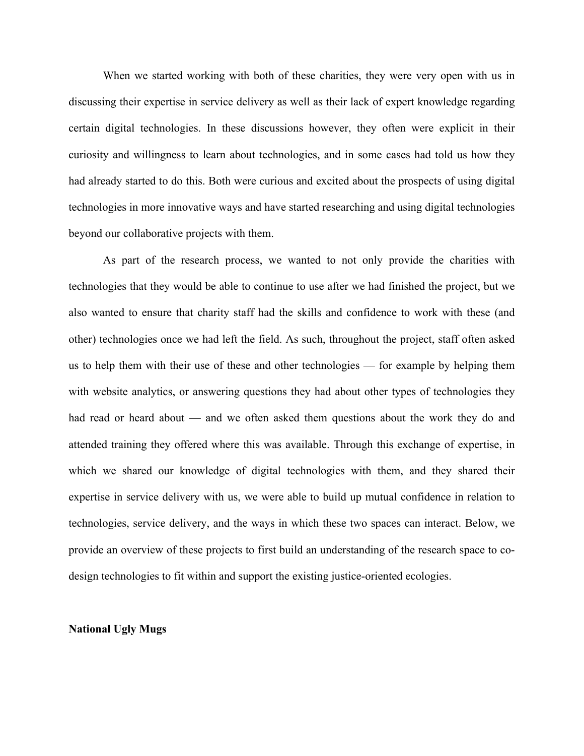When we started working with both of these charities, they were very open with us in discussing their expertise in service delivery as well as their lack of expert knowledge regarding certain digital technologies. In these discussions however, they often were explicit in their curiosity and willingness to learn about technologies, and in some cases had told us how they had already started to do this. Both were curious and excited about the prospects of using digital technologies in more innovative ways and have started researching and using digital technologies beyond our collaborative projects with them.

As part of the research process, we wanted to not only provide the charities with technologies that they would be able to continue to use after we had finished the project, but we also wanted to ensure that charity staff had the skills and confidence to work with these (and other) technologies once we had left the field. As such, throughout the project, staff often asked us to help them with their use of these and other technologies — for example by helping them with website analytics, or answering questions they had about other types of technologies they had read or heard about — and we often asked them questions about the work they do and attended training they offered where this was available. Through this exchange of expertise, in which we shared our knowledge of digital technologies with them, and they shared their expertise in service delivery with us, we were able to build up mutual confidence in relation to technologies, service delivery, and the ways in which these two spaces can interact. Below, we provide an overview of these projects to first build an understanding of the research space to co-design technologies to fit within and support the existing justice-oriented ecologies.

**National Ugly Mugs**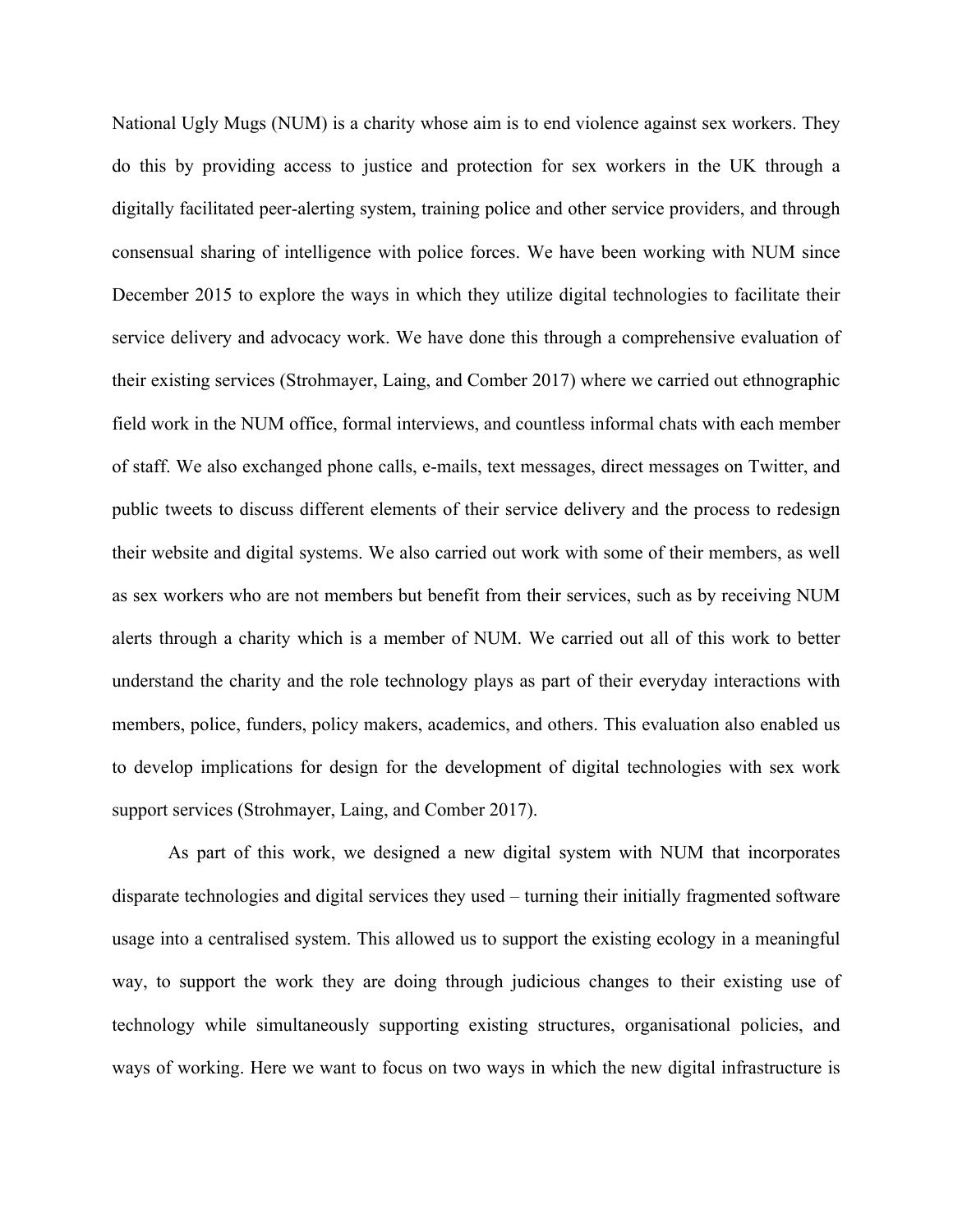National Ugly Mugs (NUM) is a charity whose aim is to end violence against sex workers. They do this by providing access to justice and protection for sex workers in the UK through a digitally facilitated peer-alerting system, training police and other service providers, and through consensual sharing of intelligence with police forces. We have been working with NUM since December 2015 to explore the ways in which they utilize digital technologies to facilitate their service delivery and advocacy work. We have done this through a comprehensive evaluation of their existing services (Strohmayer, Laing, and Comber 2017) where we carried out ethnographic field work in the NUM office, formal interviews, and countless informal chats with each member of staff. We also exchanged phone calls, e-mails, text messages, direct messages on Twitter, and public tweets to discuss different elements of their service delivery and the process to redesign their website and digital systems. We also carried out work with some of their members, as well as sex workers who are not members but benefit from their services, such as by receiving NUM alerts through a charity which is a member of NUM. We carried out all of this work to better understand the charity and the role technology plays as part of their everyday interactions with members, police, funders, policy makers, academics, and others. This evaluation also enabled us to develop implications for design for the development of digital technologies with sex work support services (Strohmayer, Laing, and Comber 2017).

As part of this work, we designed a new digital system with NUM that incorporates disparate technologies and digital services they used – turning their initially fragmented software usage into a centralised system. This allowed us to support the existing ecology in a meaningful way, to support the work they are doing through judicious changes to their existing use of technology while simultaneously supporting existing structures, organisational policies, and ways of working. Here we want to focus on two ways in which the new digital infrastructure is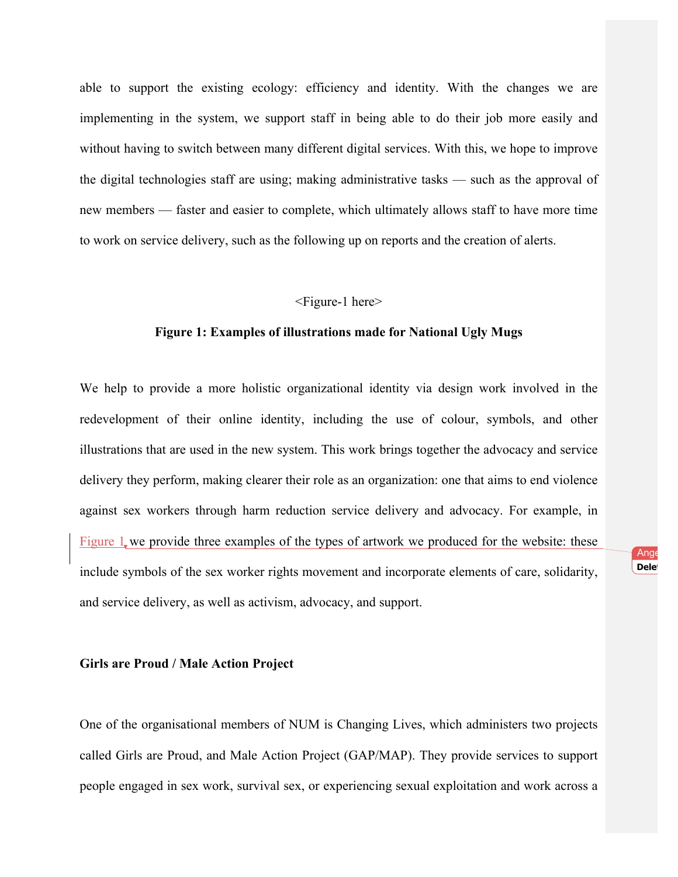able to support the existing ecology: efficiency and identity. With the changes we are implementing in the system, we support staff in being able to do their job more easily and without having to switch between many different digital services. With this, we hope to improve the digital technologies staff are using; making administrative tasks — such as the approval of new members — faster and easier to complete, which ultimately allows staff to have more time to work on service delivery, such as the following up on reports and the creation of alerts.

<Figure-1 here>

**Figure 1: Examples of illustrations made for National Ugly Mugs**

We help to provide a more holistic organizational identity via design work involved in the redevelopment of their online identity, including the use of colour, symbols, and other illustrations that are used in the new system. This work brings together the advocacy and service delivery they perform, making clearer their role as an organization: one that aims to end violence against sex workers through harm reduction service delivery and advocacy. For example, in Figure 1 we provide three examples of the types of artwork we produced for the website: these include symbols of the sex worker rights movement and incorporate elements of care, solidarity, and service delivery, as well as activism, advocacy, and support.

**Girls are Proud / Male Action Project**

One of the organisational members of NUM is Changing Lives, which administers two projects called Girls are Proud, and Male Action Project (GAP/MAP). They provide services to support people engaged in sex work, survival sex, or experiencing sexual exploitation and work across a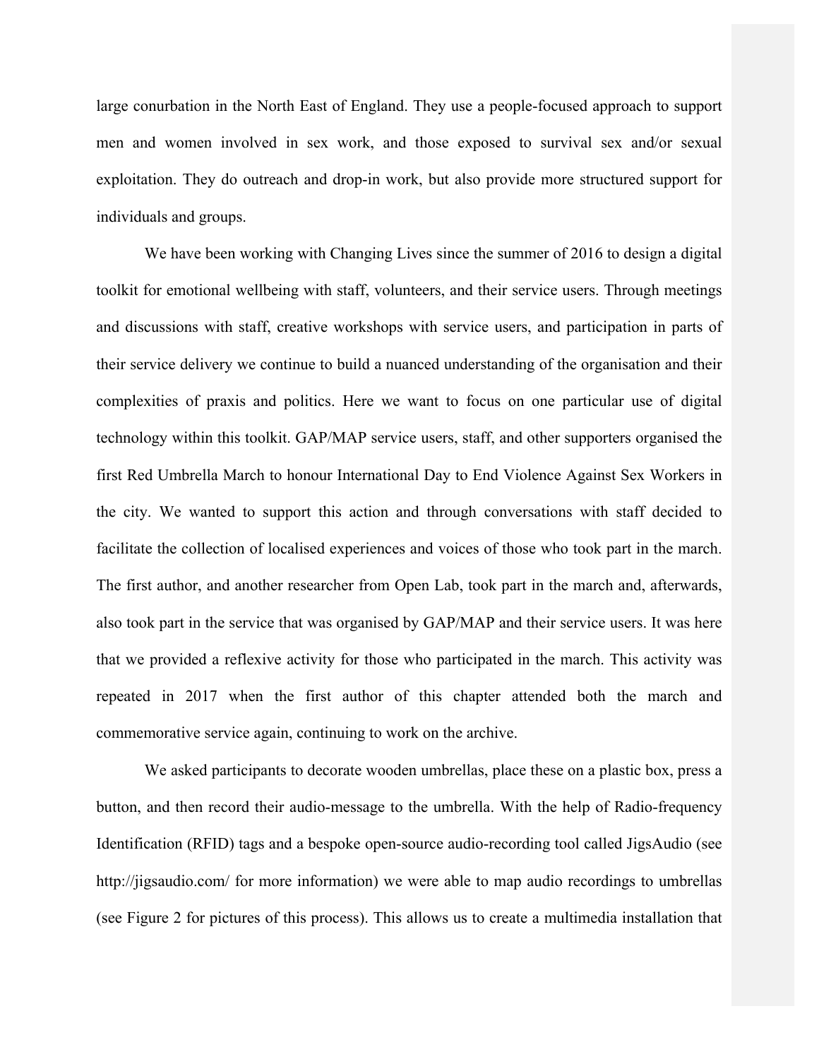large conurbation in the North East of England. They use a people-focused approach to support men and women involved in sex work, and those exposed to survival sex and/or sexual exploitation. They do outreach and drop-in work, but also provide more structured support for individuals and groups.

We have been working with Changing Lives since the summer of 2016 to design a digital toolkit for emotional wellbeing with staff, volunteers, and their service users. Through meetings and discussions with staff, creative workshops with service users, and participation in parts of their service delivery we continue to build a nuanced understanding of the organisation and their complexities of praxis and politics. Here we want to focus on one particular use of digital technology within this toolkit. GAP/MAP service users, staff, and other supporters organised the first Red Umbrella March to honour International Day to End Violence Against Sex Workers in the city. We wanted to support this action and through conversations with staff decided to facilitate the collection of localised experiences and voices of those who took part in the march. The first author, and another researcher from Open Lab, took part in the march and, afterwards, also took part in the service that was organised by GAP/MAP and their service users. It was here that we provided a reflexive activity for those who participated in the march. This activity was repeated in 2017 when the first author of this chapter attended both the march and commemorative service again, continuing to work on the archive.

We asked participants to decorate wooden umbrellas, place these on a plastic box, press a button, and then record their audio-message to the umbrella. With the help of Radio-frequency Identification (RFID) tags and a bespoke open-source audio-recording tool called JigsAudio (see http://jigsaudio.com/ for more information) we were able to map audio recordings to umbrellas (see Figure 2 for pictures of this process). This allows us to create a multimedia installation that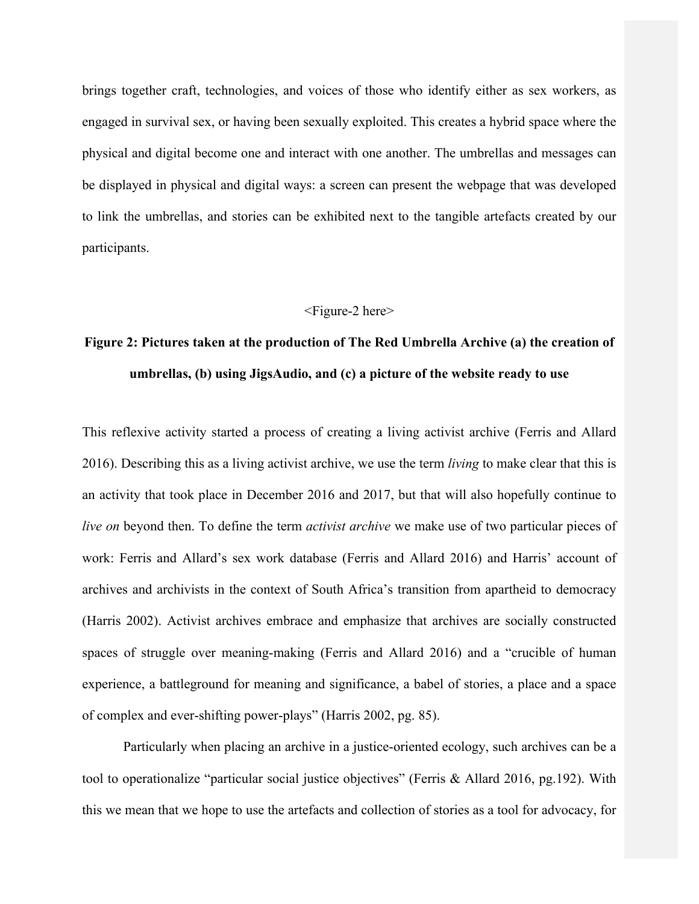brings together craft, technologies, and voices of those who identify either as sex workers, as engaged in survival sex, or having been sexually exploited. This creates a hybrid space where the physical and digital become one and interact with one another. The umbrellas and messages can be displayed in physical and digital ways: a screen can present the webpage that was developed to link the umbrellas, and stories can be exhibited next to the tangible artefacts created by our participants.

<Figure-2 here>

**Figure 2: Pictures taken at the production of The Red Umbrella Archive (a) the creation of umbrellas, (b) using JigsAudio, and (c) a picture of the website ready to use**

This reflexive activity started a process of creating a living activist archive (Ferris and Allard 2016). Describing this as a living activist archive, we use the term *living* to make clear that this is an activity that took place in December 2016 and 2017, but that will also hopefully continue to *live on* beyond then. To define the term *activist archive* we make use of two particular pieces of work: Ferris and Allard's sex work database (Ferris and Allard 2016) and Harris' account of archives and archivists in the context of South Africa's transition from apartheid to democracy (Harris 2002). Activist archives embrace and emphasize that archives are socially constructed spaces of struggle over meaning-making (Ferris and Allard 2016) and a "crucible of human experience, a battleground for meaning and significance, a babel of stories, a place and a space of complex and ever-shifting power-plays" (Harris 2002, pg. 85).

Particularly when placing an archive in a justice-oriented ecology, such archives can be a tool to operationalize "particular social justice objectives" (Ferris & Allard 2016, pg.192). With this we mean that we hope to use the artefacts and collection of stories as a tool for advocacy, for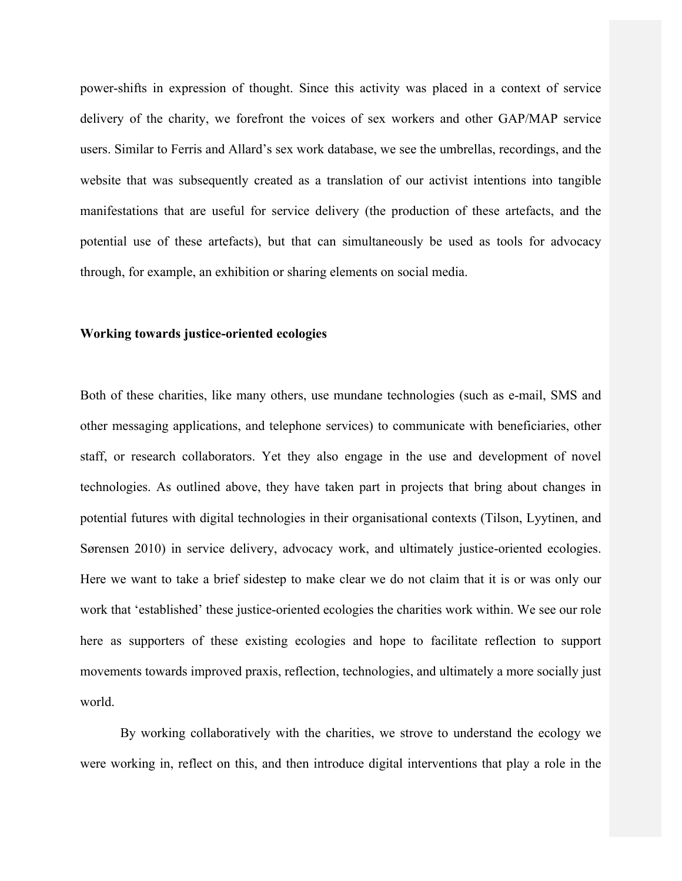power-shifts in expression of thought. Since this activity was placed in a context of service delivery of the charity, we forefront the voices of sex workers and other GAP/MAP service users. Similar to Ferris and Allard's sex work database, we see the umbrellas, recordings, and the website that was subsequently created as a translation of our activist intentions into tangible manifestations that are useful for service delivery (the production of these artefacts, and the potential use of these artefacts), but that can simultaneously be used as tools for advocacy through, for example, an exhibition or sharing elements on social media.

**Working towards justice-oriented ecologies**

Both of these charities, like many others, use mundane technologies (such as e-mail, SMS and other messaging applications, and telephone services) to communicate with beneficiaries, other staff, or research collaborators. Yet they also engage in the use and development of novel technologies. As outlined above, they have taken part in projects that bring about changes in potential futures with digital technologies in their organisational contexts (Tilson, Lyytinen, and Sørensen 2010) in service delivery, advocacy work, and ultimately justice-oriented ecologies. Here we want to take a brief sidestep to make clear we do not claim that it is or was only our work that 'established' these justice-oriented ecologies the charities work within. We see our role here as supporters of these existing ecologies and hope to facilitate reflection to support movements towards improved praxis, reflection, technologies, and ultimately a more socially just world.

By working collaboratively with the charities, we strove to understand the ecology we were working in, reflect on this, and then introduce digital interventions that play a role in the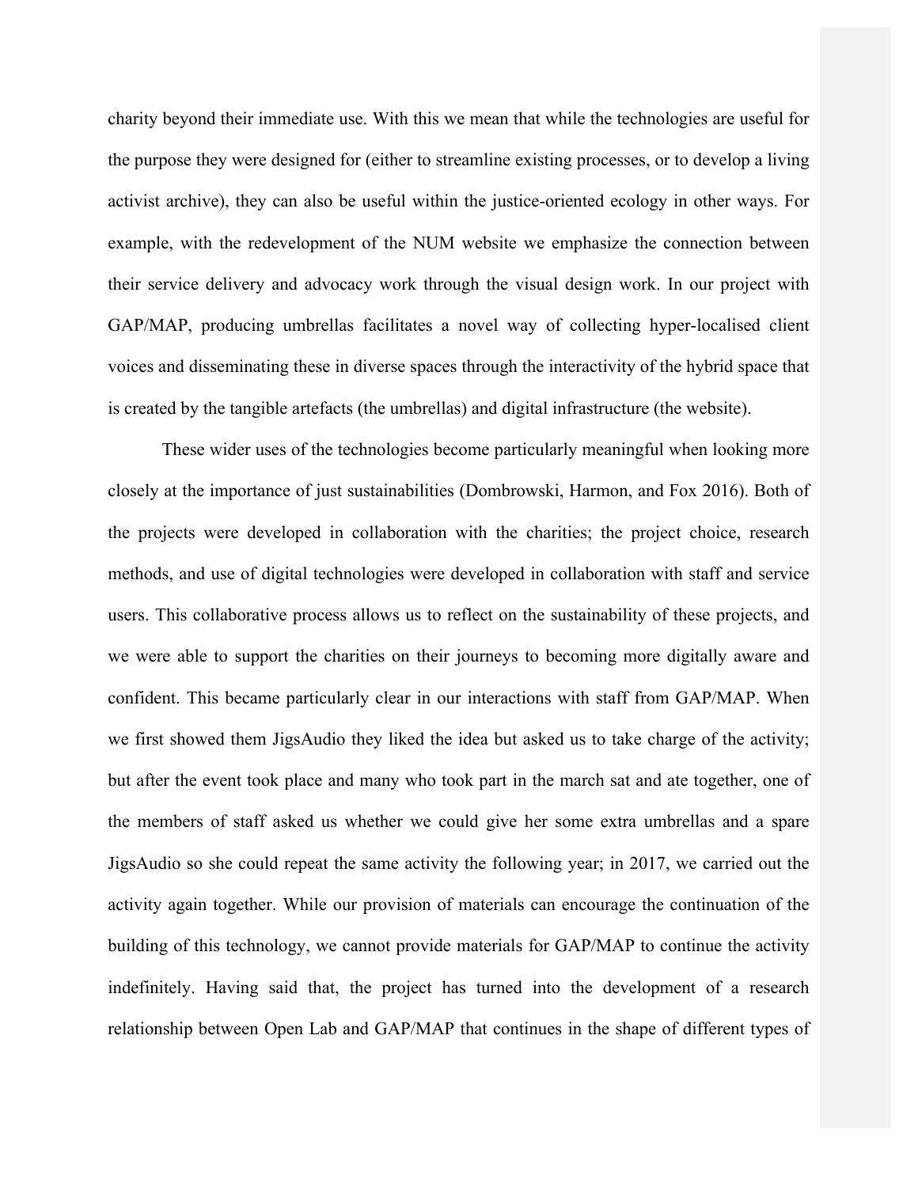charity beyond their immediate use. With this we mean that while the technologies are useful for the purpose they were designed for (either to streamline existing processes, or to develop a living activist archive), they can also be useful within the justice-oriented ecology in other ways. For example, with the redevelopment of the NUM website we emphasize the connection between their service delivery and advocacy work through the visual design work. In our project with GAP/MAP, producing umbrellas facilitates a novel way of collecting hyper-localised client voices and disseminating these in diverse spaces through the interactivity of the hybrid space that is created by the tangible artefacts (the umbrellas) and digital infrastructure (the website).

These wider uses of the technologies become particularly meaningful when looking more closely at the importance of just sustainabilities (Dombrowski, Harmon, and Fox 2016). Both of the projects were developed in collaboration with the charities; the project choice, research methods, and use of digital technologies were developed in collaboration with staff and service users. This collaborative process allows us to reflect on the sustainability of these projects, and we were able to support the charities on their journeys to becoming more digitally aware and confident. This became particularly clear in our interactions with staff from GAP/MAP. When we first showed them JigsAudio they liked the idea but asked us to take charge of the activity; but after the event took place and many who took part in the march sat and ate together, one of the members of staff asked us whether we could give her some extra umbrellas and a spare JigsAudio so she could repeat the same activity the following year; in 2017, we carried out the activity again together. While our provision of materials can encourage the continuation of the building of this technology, we cannot provide materials for GAP/MAP to continue the activity indefinitely. Having said that, the project has turned into the development of a research relationship between Open Lab and GAP/MAP that continues in the shape of different types of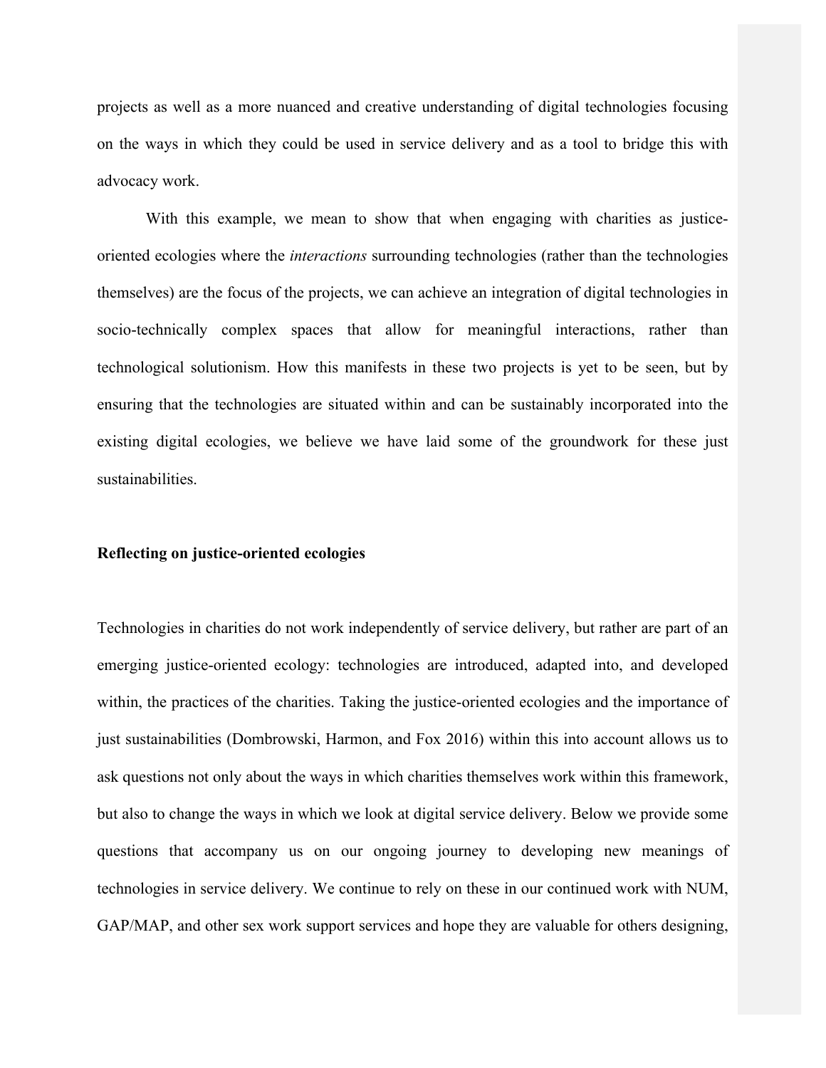projects as well as a more nuanced and creative understanding of digital technologies focusing on the ways in which they could be used in service delivery and as a tool to bridge this with advocacy work.

With this example, we mean to show that when engaging with charities as justice-oriented ecologies where the *interactions* surrounding technologies (rather than the technologies themselves) are the focus of the projects, we can achieve an integration of digital technologies in socio-technically complex spaces that allow for meaningful interactions, rather than technological solutionism. How this manifests in these two projects is yet to be seen, but by ensuring that the technologies are situated within and can be sustainably incorporated into the existing digital ecologies, we believe we have laid some of the groundwork for these just sustainabilities.

## Reflecting on justice-oriented ecologies

Technologies in charities do not work independently of service delivery, but rather are part of an emerging justice-oriented ecology: technologies are introduced, adapted into, and developed within, the practices of the charities. Taking the justice-oriented ecologies and the importance of just sustainabilities (Dombrowski, Harmon, and Fox 2016) within this into account allows us to ask questions not only about the ways in which charities themselves work within this framework, but also to change the ways in which we look at digital service delivery. Below we provide some questions that accompany us on our ongoing journey to developing new meanings of technologies in service delivery. We continue to rely on these in our continued work with NUM, GAP/MAP, and other sex work support services and hope they are valuable for others designing,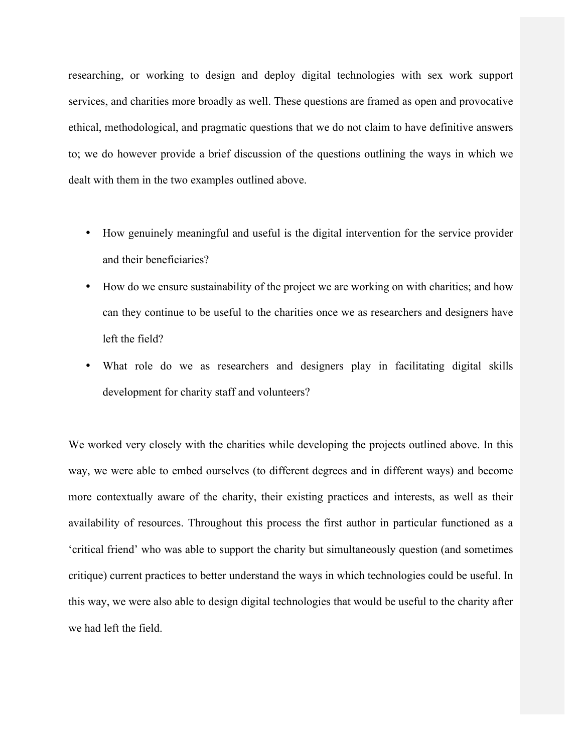researching, or working to design and deploy digital technologies with sex work support services, and charities more broadly as well. These questions are framed as open and provocative ethical, methodological, and pragmatic questions that we do not claim to have definitive answers to; we do however provide a brief discussion of the questions outlining the ways in which we dealt with them in the two examples outlined above.

- How genuinely meaningful and useful is the digital intervention for the service provider and their beneficiaries?
- How do we ensure sustainability of the project we are working on with charities; and how can they continue to be useful to the charities once we as researchers and designers have left the field?
- What role do we as researchers and designers play in facilitating digital skills development for charity staff and volunteers?

We worked very closely with the charities while developing the projects outlined above. In this way, we were able to embed ourselves (to different degrees and in different ways) and become more contextually aware of the charity, their existing practices and interests, as well as their availability of resources. Throughout this process the first author in particular functioned as a 'critical friend' who was able to support the charity but simultaneously question (and sometimes critique) current practices to better understand the ways in which technologies could be useful. In this way, we were also able to design digital technologies that would be useful to the charity after we had left the field.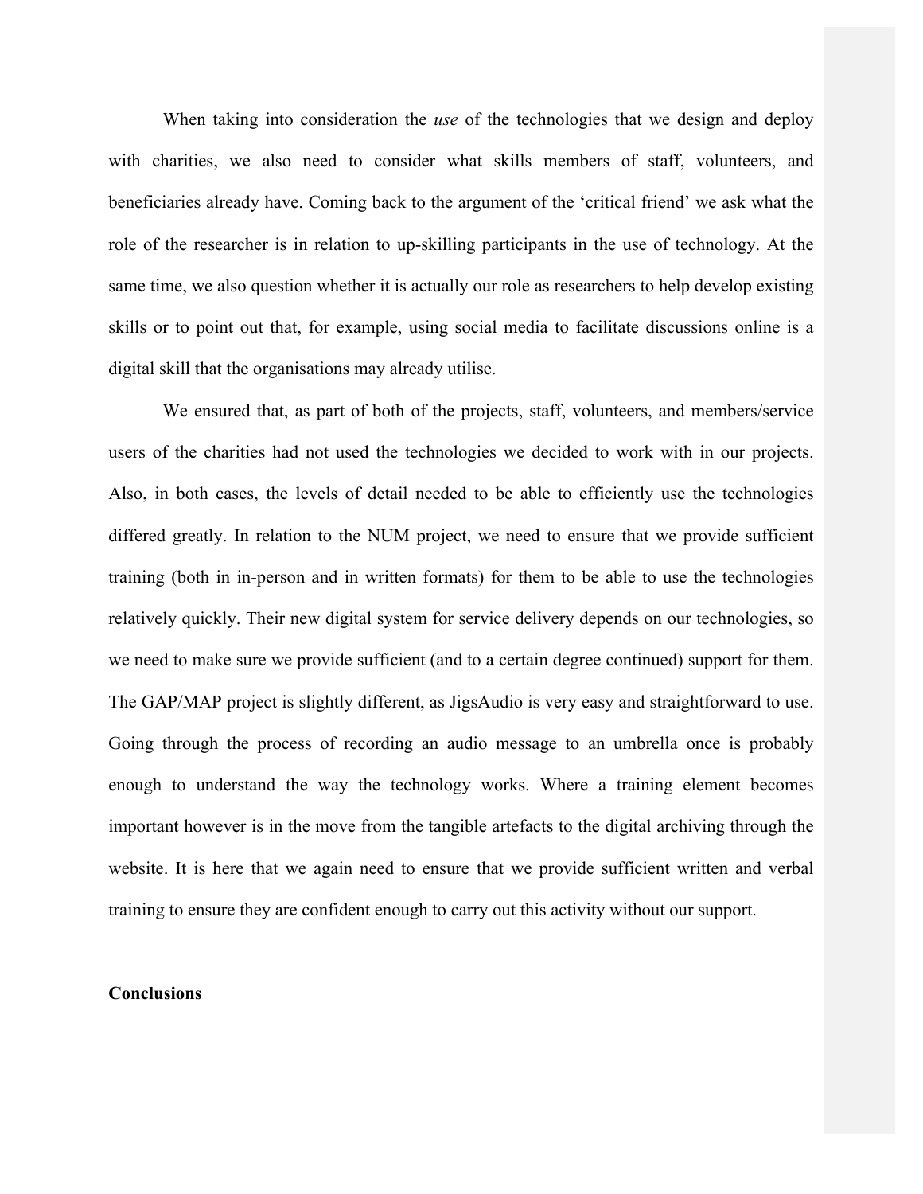When taking into consideration the *use* of the technologies that we design and deploy with charities, we also need to consider what skills members of staff, volunteers, and beneficiaries already have. Coming back to the argument of the 'critical friend' we ask what the role of the researcher is in relation to up-skilling participants in the use of technology. At the same time, we also question whether it is actually our role as researchers to help develop existing skills or to point out that, for example, using social media to facilitate discussions online is a digital skill that the organisations may already utilise.

We ensured that, as part of both of the projects, staff, volunteers, and members/service users of the charities had not used the technologies we decided to work with in our projects. Also, in both cases, the levels of detail needed to be able to efficiently use the technologies differed greatly. In relation to the NUM project, we need to ensure that we provide sufficient training (both in in-person and in written formats) for them to be able to use the technologies relatively quickly. Their new digital system for service delivery depends on our technologies, so we need to make sure we provide sufficient (and to a certain degree continued) support for them. The GAP/MAP project is slightly different, as JigsAudio is very easy and straightforward to use. Going through the process of recording an audio message to an umbrella once is probably enough to understand the way the technology works. Where a training element becomes important however is in the move from the tangible artefacts to the digital archiving through the website. It is here that we again need to ensure that we provide sufficient written and verbal training to ensure they are confident enough to carry out this activity without our support.

## Conclusions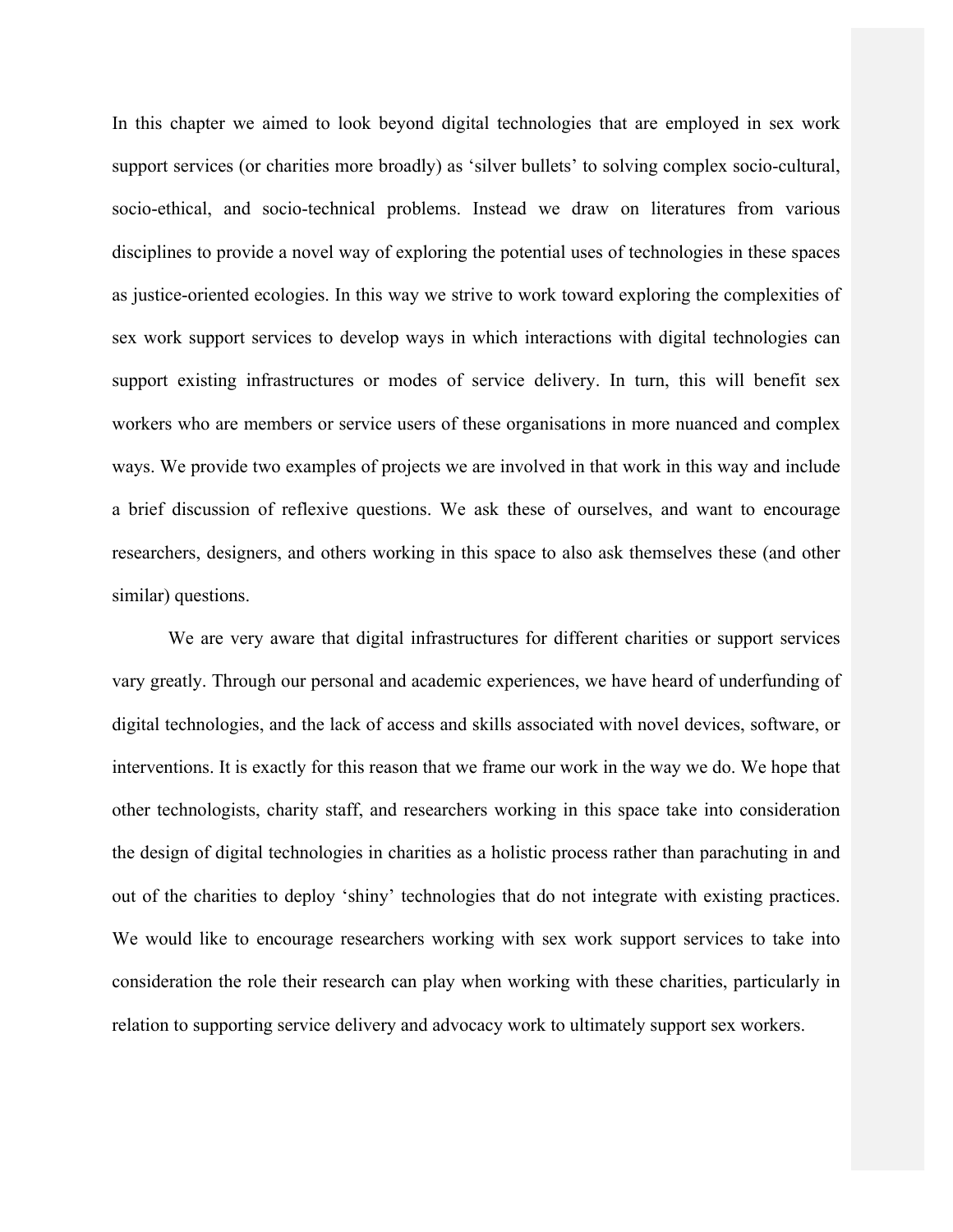In this chapter we aimed to look beyond digital technologies that are employed in sex work support services (or charities more broadly) as ‘silver bullets’ to solving complex socio-cultural, socio-ethical, and socio-technical problems. Instead we draw on literatures from various disciplines to provide a novel way of exploring the potential uses of technologies in these spaces as justice-oriented ecologies. In this way we strive to work toward exploring the complexities of sex work support services to develop ways in which interactions with digital technologies can support existing infrastructures or modes of service delivery. In turn, this will benefit sex workers who are members or service users of these organisations in more nuanced and complex ways. We provide two examples of projects we are involved in that work in this way and include a brief discussion of reflexive questions. We ask these of ourselves, and want to encourage researchers, designers, and others working in this space to also ask themselves these (and other similar) questions.

We are very aware that digital infrastructures for different charities or support services vary greatly. Through our personal and academic experiences, we have heard of underfunding of digital technologies, and the lack of access and skills associated with novel devices, software, or interventions. It is exactly for this reason that we frame our work in the way we do. We hope that other technologists, charity staff, and researchers working in this space take into consideration the design of digital technologies in charities as a holistic process rather than parachuting in and out of the charities to deploy ‘shiny’ technologies that do not integrate with existing practices. We would like to encourage researchers working with sex work support services to take into consideration the role their research can play when working with these charities, particularly in relation to supporting service delivery and advocacy work to ultimately support sex workers.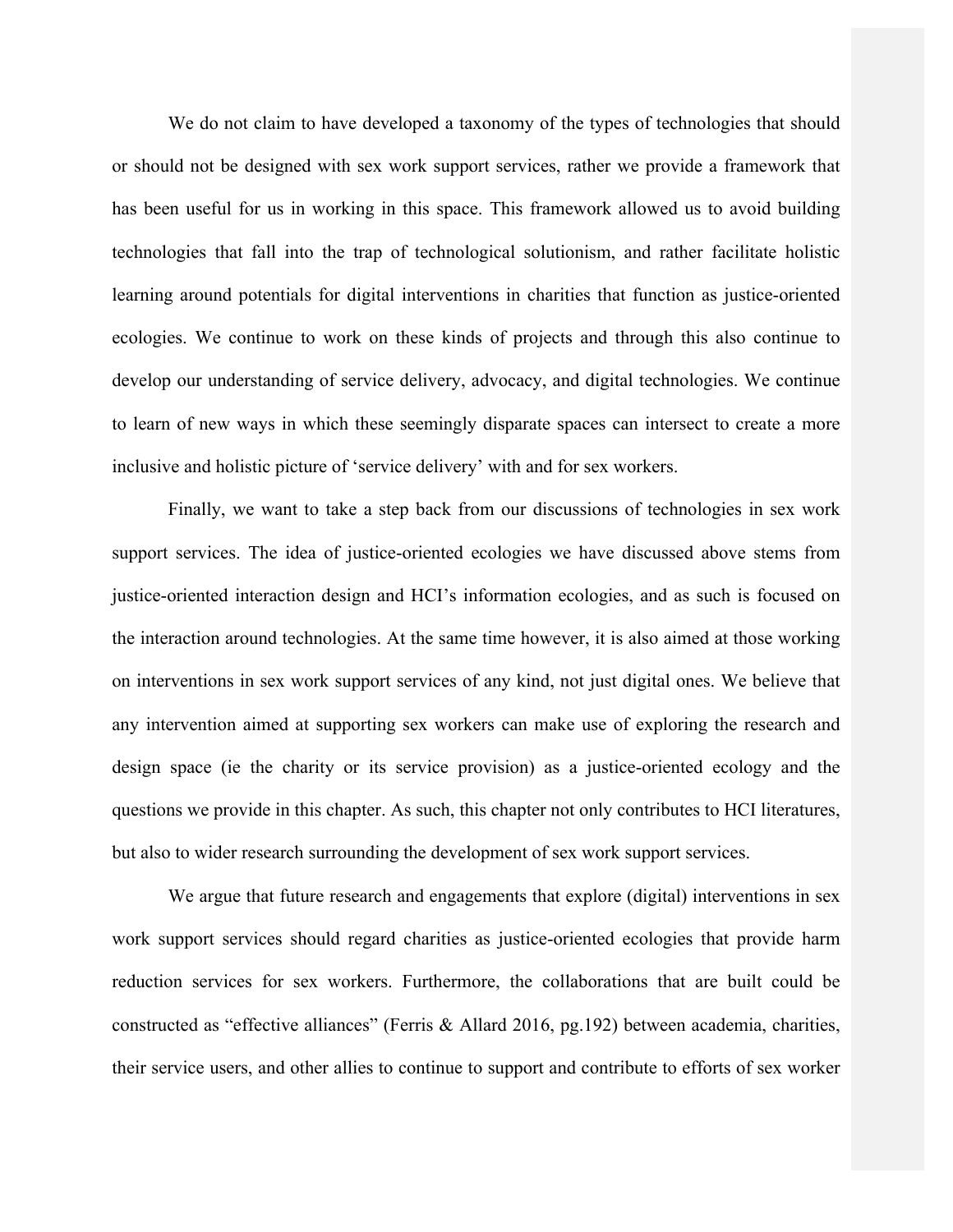We do not claim to have developed a taxonomy of the types of technologies that should or should not be designed with sex work support services, rather we provide a framework that has been useful for us in working in this space. This framework allowed us to avoid building technologies that fall into the trap of technological solutionism, and rather facilitate holistic learning around potentials for digital interventions in charities that function as justice-oriented ecologies. We continue to work on these kinds of projects and through this also continue to develop our understanding of service delivery, advocacy, and digital technologies. We continue to learn of new ways in which these seemingly disparate spaces can intersect to create a more inclusive and holistic picture of 'service delivery' with and for sex workers.

Finally, we want to take a step back from our discussions of technologies in sex work support services. The idea of justice-oriented ecologies we have discussed above stems from justice-oriented interaction design and HCI's information ecologies, and as such is focused on the interaction around technologies. At the same time however, it is also aimed at those working on interventions in sex work support services of any kind, not just digital ones. We believe that any intervention aimed at supporting sex workers can make use of exploring the research and design space (ie the charity or its service provision) as a justice-oriented ecology and the questions we provide in this chapter. As such, this chapter not only contributes to HCI literatures, but also to wider research surrounding the development of sex work support services.

We argue that future research and engagements that explore (digital) interventions in sex work support services should regard charities as justice-oriented ecologies that provide harm reduction services for sex workers. Furthermore, the collaborations that are built could be constructed as "effective alliances" (Ferris & Allard 2016, pg.192) between academia, charities, their service users, and other allies to continue to support and contribute to efforts of sex worker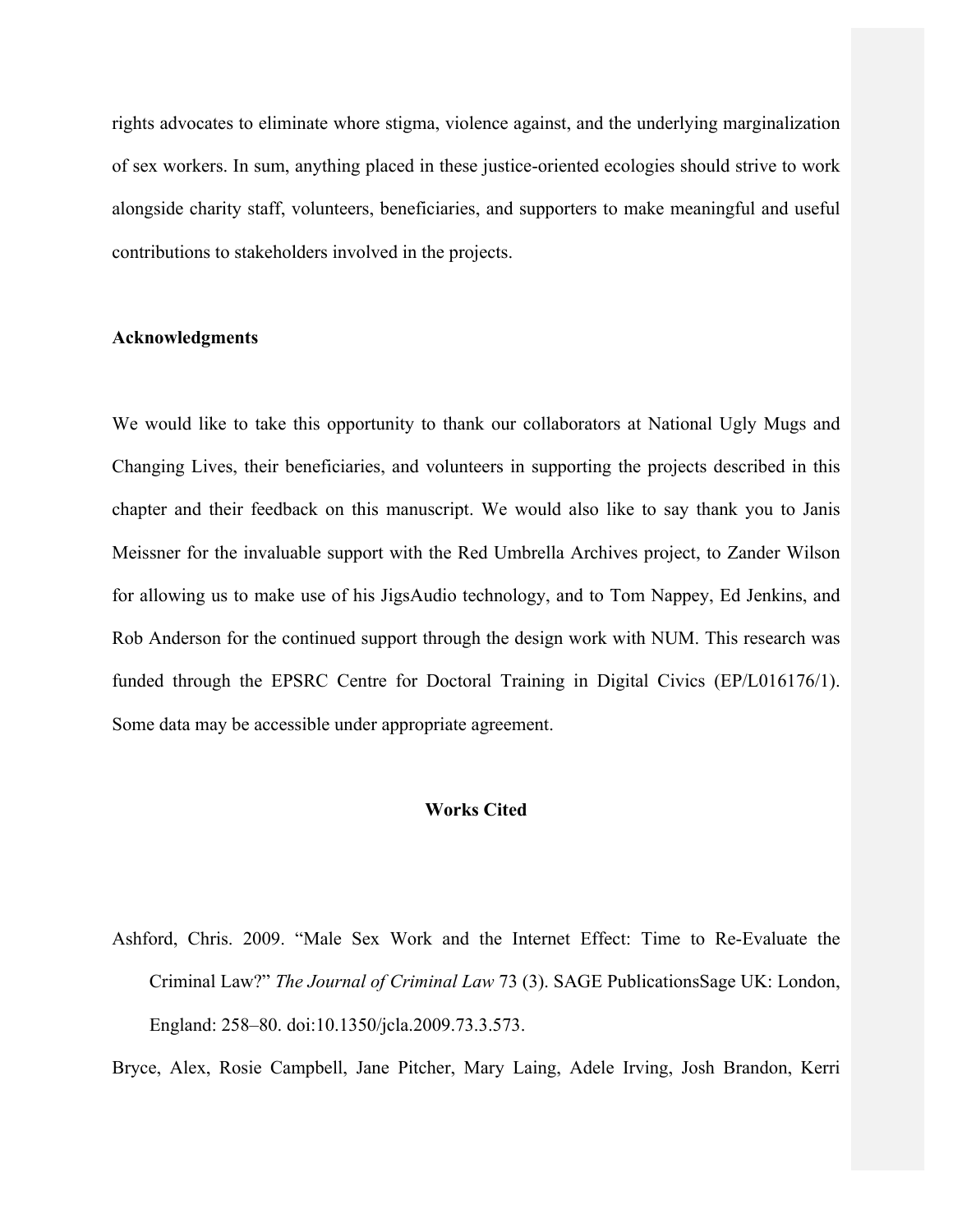rights advocates to eliminate whore stigma, violence against, and the underlying marginalization of sex workers. In sum, anything placed in these justice-oriented ecologies should strive to work alongside charity staff, volunteers, beneficiaries, and supporters to make meaningful and useful contributions to stakeholders involved in the projects.

## Acknowledgments

We would like to take this opportunity to thank our collaborators at National Ugly Mugs and Changing Lives, their beneficiaries, and volunteers in supporting the projects described in this chapter and their feedback on this manuscript. We would also like to say thank you to Janis Meissner for the invaluable support with the Red Umbrella Archives project, to Zander Wilson for allowing us to make use of his JigsAudio technology, and to Tom Nappey, Ed Jenkins, and Rob Anderson for the continued support through the design work with NUM. This research was funded through the EPSRC Centre for Doctoral Training in Digital Civics (EP/L016176/1). Some data may be accessible under appropriate agreement.

## Works Cited

Ashford, Chris. 2009. "Male Sex Work and the Internet Effect: Time to Re-Evaluate the Criminal Law?" *The Journal of Criminal Law* 73 (3). SAGE PublicationsSage UK: London, England: 258–80. doi:10.1350/jcla.2009.73.3.573.

Bryce, Alex, Rosie Campbell, Jane Pitcher, Mary Laing, Adele Irving, Josh Brandon, Kerri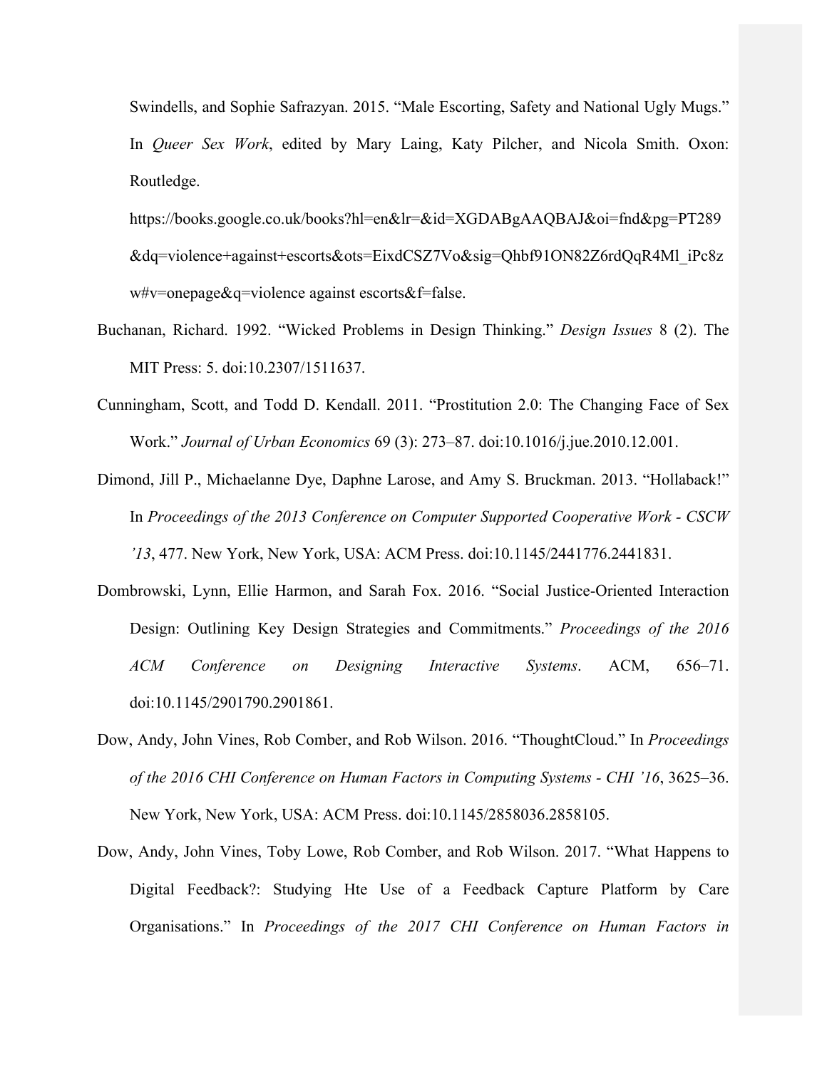Swindells, and Sophie Safrazyan. 2015. "Male Escorting, Safety and National Ugly Mugs." In *Queer Sex Work*, edited by Mary Laing, Katy Pilcher, and Nicola Smith. Oxon: Routledge. https://books.google.co.uk/books?hl=en&lr=&id=XGDABgAAQBAJ&oi=fnd&pg=PT289&dq=violence+against+escorts&ots=EixdCSZ7Vo&sig=Qhbf91ON82Z6rdQqR4Ml_iPc8zw#v=onepage&q=violence against escorts&f=false.

Buchanan, Richard. 1992. "Wicked Problems in Design Thinking." *Design Issues* 8 (2). The MIT Press: 5. doi:10.2307/1511637.

Cunningham, Scott, and Todd D. Kendall. 2011. "Prostitution 2.0: The Changing Face of Sex Work." *Journal of Urban Economics* 69 (3): 273–87. doi:10.1016/j.jue.2010.12.001.

Dimond, Jill P., Michaelanne Dye, Daphne Larose, and Amy S. Bruckman. 2013. "Hollaback!" In *Proceedings of the 2013 Conference on Computer Supported Cooperative Work - CSCW '13*, 477. New York, New York, USA: ACM Press. doi:10.1145/2441776.2441831.

Dombrowski, Lynn, Ellie Harmon, and Sarah Fox. 2016. "Social Justice-Oriented Interaction Design: Outlining Key Design Strategies and Commitments." *Proceedings of the 2016 ACM Conference on Designing Interactive Systems*. ACM, 656–71. doi:10.1145/2901790.2901861.

Dow, Andy, John Vines, Rob Comber, and Rob Wilson. 2016. "ThoughtCloud." In *Proceedings of the 2016 CHI Conference on Human Factors in Computing Systems - CHI '16*, 3625–36. New York, New York, USA: ACM Press. doi:10.1145/2858036.2858105.

Dow, Andy, John Vines, Toby Lowe, Rob Comber, and Rob Wilson. 2017. "What Happens to Digital Feedback?: Studying Hte Use of a Feedback Capture Platform by Care Organisations." In *Proceedings of the 2017 CHI Conference on Human Factors in*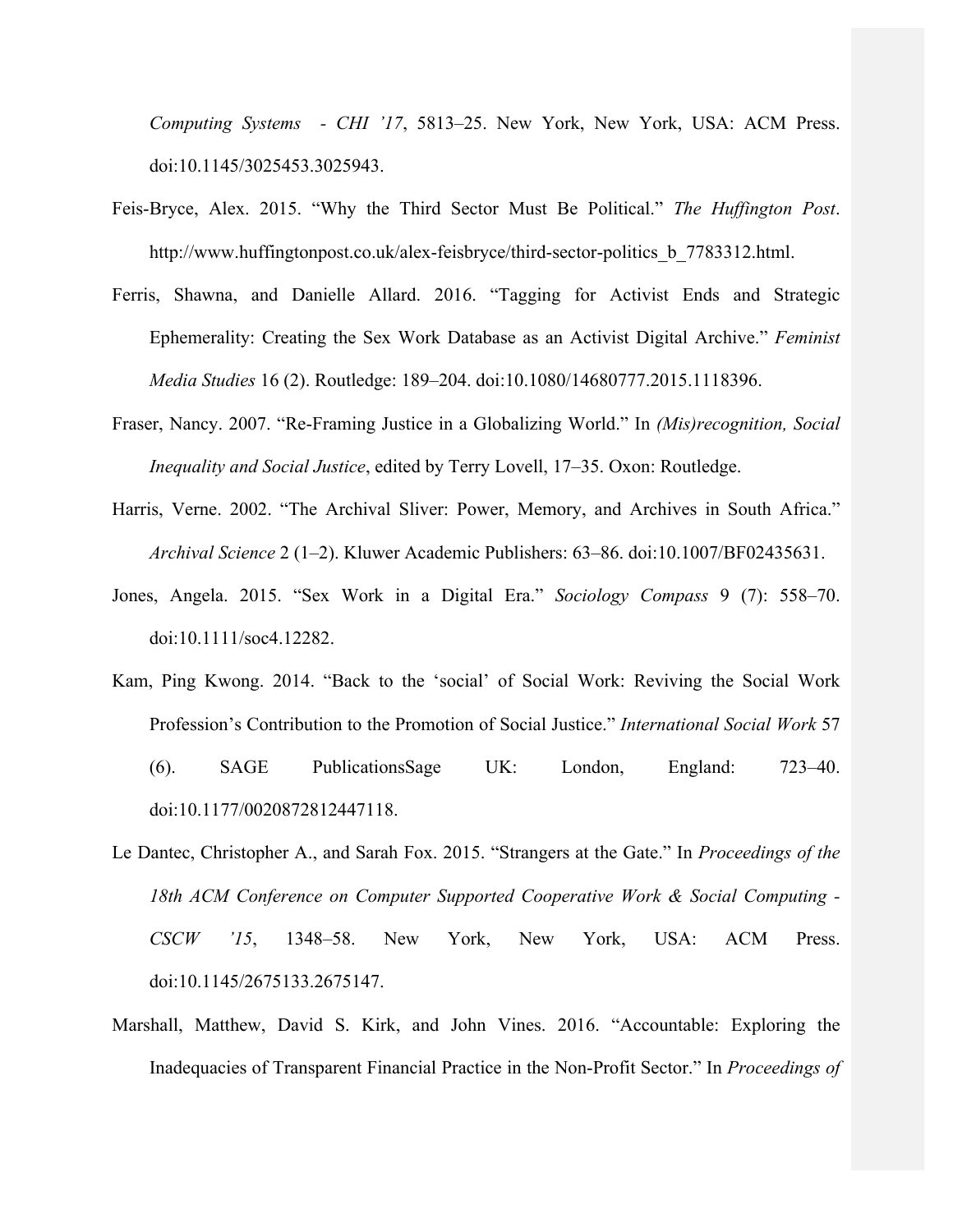*Computing Systems - CHI '17*, 5813–25. New York, New York, USA: ACM Press. doi:10.1145/3025453.3025943.

Feis-Bryce, Alex. 2015. "Why the Third Sector Must Be Political." *The Huffington Post*. http://www.huffingtonpost.co.uk/alex-feisbryce/third-sector-politics_b_7783312.html.

Ferris, Shawna, and Danielle Allard. 2016. "Tagging for Activist Ends and Strategic Ephemerality: Creating the Sex Work Database as an Activist Digital Archive." *Feminist Media Studies* 16 (2). Routledge: 189–204. doi:10.1080/14680777.2015.1118396.

Fraser, Nancy. 2007. "Re-Framing Justice in a Globalizing World." In *(Mis)recognition, Social Inequality and Social Justice*, edited by Terry Lovell, 17–35. Oxon: Routledge.

Harris, Verne. 2002. "The Archival Sliver: Power, Memory, and Archives in South Africa." *Archival Science* 2 (1–2). Kluwer Academic Publishers: 63–86. doi:10.1007/BF02435631.

Jones, Angela. 2015. "Sex Work in a Digital Era." *Sociology Compass* 9 (7): 558–70. doi:10.1111/soc4.12282.

Kam, Ping Kwong. 2014. "Back to the 'social' of Social Work: Reviving the Social Work Profession's Contribution to the Promotion of Social Justice." *International Social Work* 57 (6). SAGE PublicationsSage UK: London, England: 723–40. doi:10.1177/0020872812447118.

Le Dantec, Christopher A., and Sarah Fox. 2015. "Strangers at the Gate." In *Proceedings of the 18th ACM Conference on Computer Supported Cooperative Work & Social Computing - CSCW '15*, 1348–58. New York, New York, USA: ACM Press. doi:10.1145/2675133.2675147.

Marshall, Matthew, David S. Kirk, and John Vines. 2016. "Accountable: Exploring the Inadequacies of Transparent Financial Practice in the Non-Profit Sector." In *Proceedings of*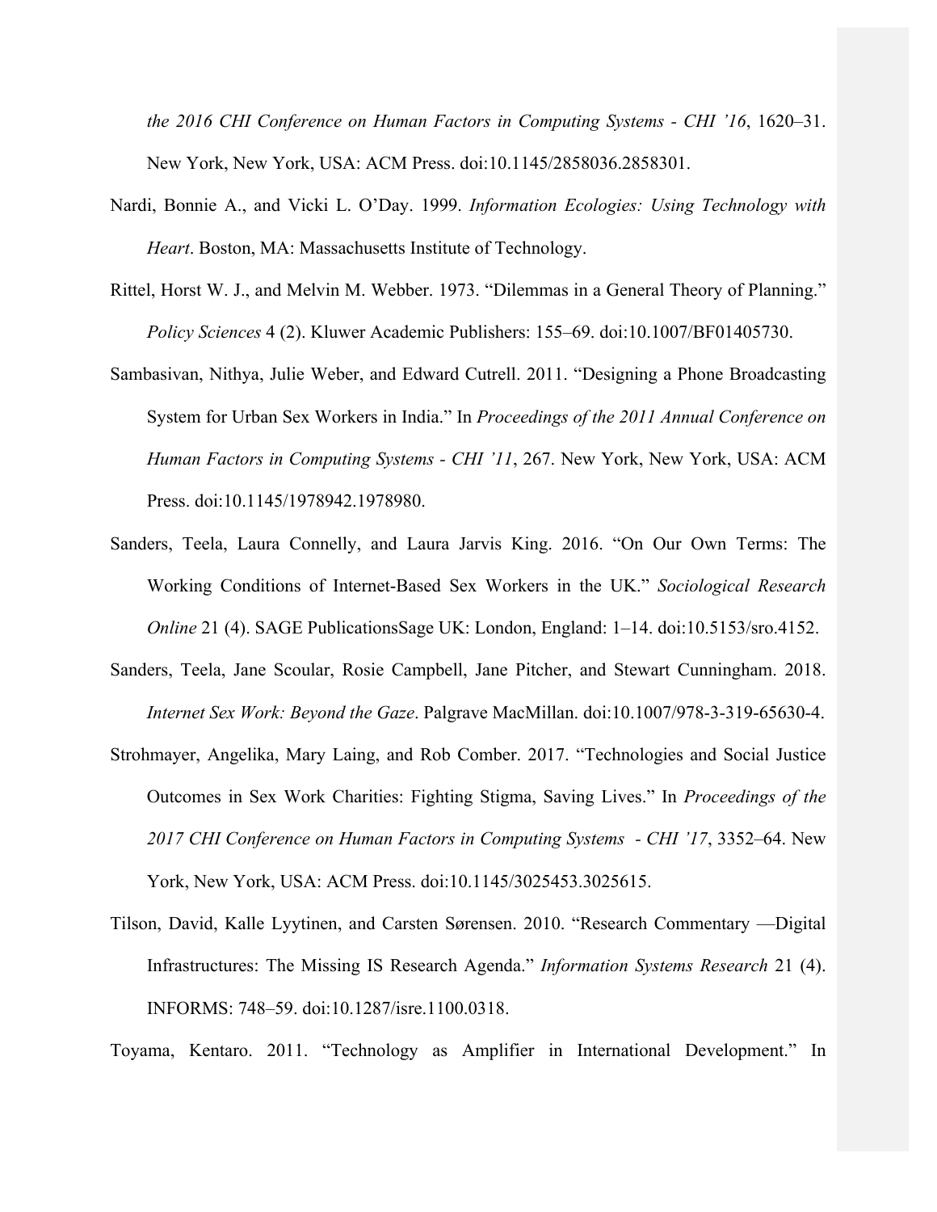*the 2016 CHI Conference on Human Factors in Computing Systems - CHI '16*, 1620–31. New York, New York, USA: ACM Press. doi:10.1145/2858036.2858301.

Nardi, Bonnie A., and Vicki L. O'Day. 1999. *Information Ecologies: Using Technology with Heart*. Boston, MA: Massachusetts Institute of Technology.

Rittel, Horst W. J., and Melvin M. Webber. 1973. "Dilemmas in a General Theory of Planning." *Policy Sciences* 4 (2). Kluwer Academic Publishers: 155–69. doi:10.1007/BF01405730.

Sambasivan, Nithya, Julie Weber, and Edward Cutrell. 2011. "Designing a Phone Broadcasting System for Urban Sex Workers in India." In *Proceedings of the 2011 Annual Conference on Human Factors in Computing Systems - CHI '11*, 267. New York, New York, USA: ACM Press. doi:10.1145/1978942.1978980.

Sanders, Teela, Laura Connelly, and Laura Jarvis King. 2016. "On Our Own Terms: The Working Conditions of Internet-Based Sex Workers in the UK." *Sociological Research Online* 21 (4). SAGE PublicationsSage UK: London, England: 1–14. doi:10.5153/sro.4152.

Sanders, Teela, Jane Scoular, Rosie Campbell, Jane Pitcher, and Stewart Cunningham. 2018. *Internet Sex Work: Beyond the Gaze*. Palgrave MacMillan. doi:10.1007/978-3-319-65630-4.

Strohmayer, Angelika, Mary Laing, and Rob Comber. 2017. "Technologies and Social Justice Outcomes in Sex Work Charities: Fighting Stigma, Saving Lives." In *Proceedings of the 2017 CHI Conference on Human Factors in Computing Systems - CHI '17*, 3352–64. New York, New York, USA: ACM Press. doi:10.1145/3025453.3025615.

Tilson, David, Kalle Lyytinen, and Carsten Sørensen. 2010. "Research Commentary —Digital Infrastructures: The Missing IS Research Agenda." *Information Systems Research* 21 (4). INFORMS: 748–59. doi:10.1287/isre.1100.0318.

Toyama, Kentaro. 2011. "Technology as Amplifier in International Development." In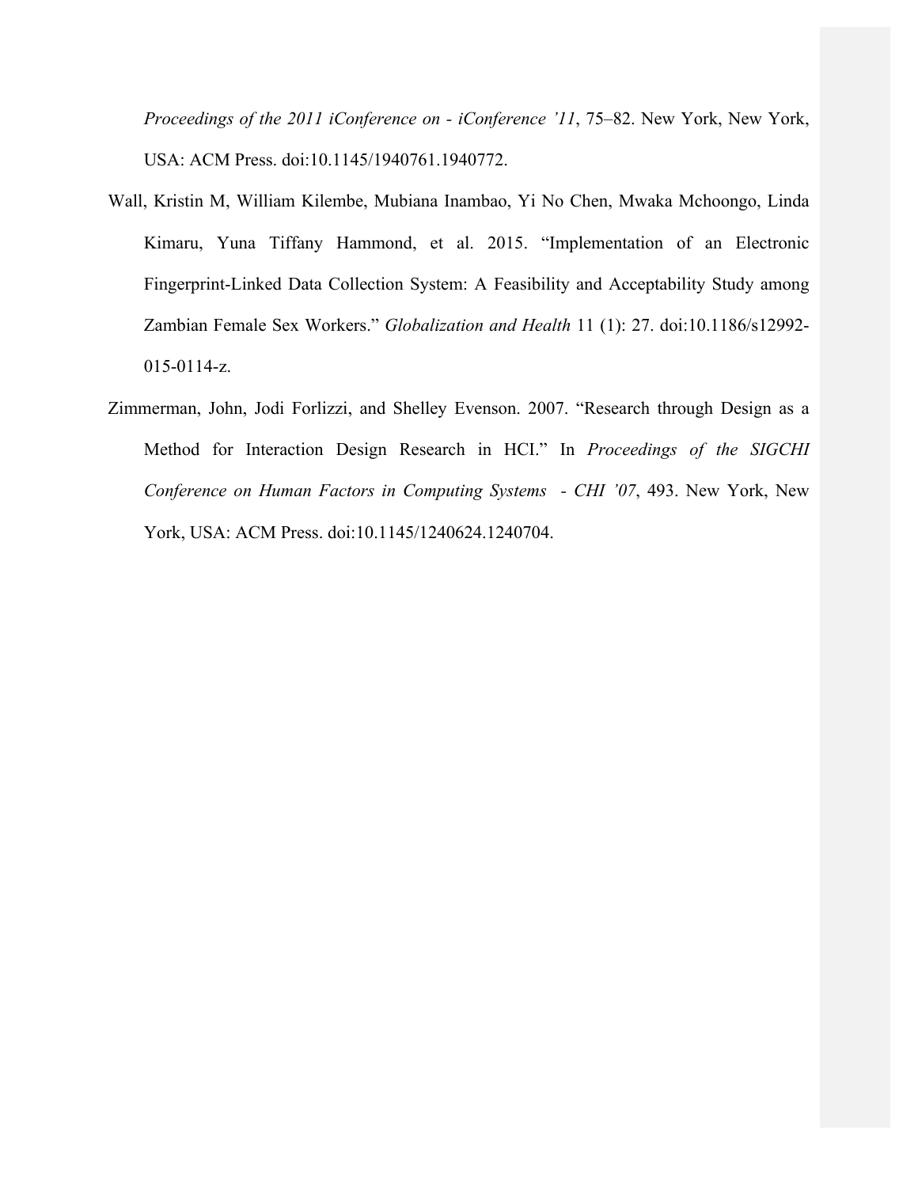*Proceedings of the 2011 iConference on - iConference '11*, 75–82. New York, New York, USA: ACM Press. doi:10.1145/1940761.1940772.

Wall, Kristin M, William Kilembe, Mubiana Inambao, Yi No Chen, Mwaka Mchoongo, Linda Kimaru, Yuna Tiffany Hammond, et al. 2015. "Implementation of an Electronic Fingerprint-Linked Data Collection System: A Feasibility and Acceptability Study among Zambian Female Sex Workers." *Globalization and Health* 11 (1): 27. doi:10.1186/s12992-015-0114-z.

Zimmerman, John, Jodi Forlizzi, and Shelley Evenson. 2007. "Research through Design as a Method for Interaction Design Research in HCI." In *Proceedings of the SIGCHI Conference on Human Factors in Computing Systems - CHI '07*, 493. New York, New York, USA: ACM Press. doi:10.1145/1240624.1240704.